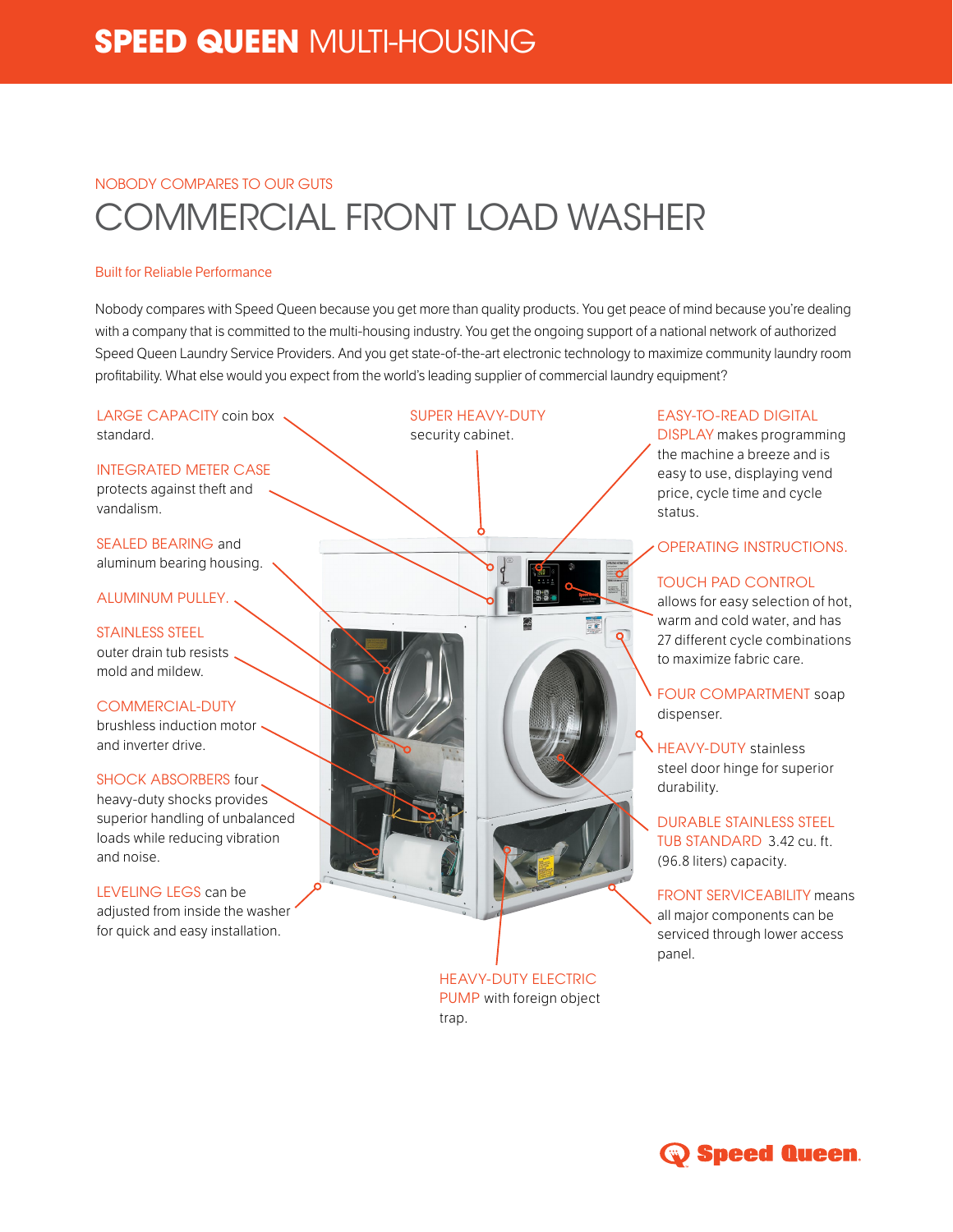# SPEED QUEEN MULTI-HOUSING

NOBODY COMPARES TO OUR GUTS

## COMMERCIAL FRONT LOAD WASHER

### Built for Reliable Performance

Nobody compares with Speed Queen because you get more than quality products. You get peace of mind because you're dealing with a company that is committed to the multi-housing industry. You get the ongoing support of a national network of authorized Speed Queen Laundry Service Providers. And you get state-of-the-art electronic technology to maximize community laundry room profitability. What else would you expect from the world's leading supplier of commercial laundry equipment?

LARGE CAPACITY coin box standard.

INTEGRATED METER CASE protects against theft and vandalism.

SEALED BEARING and aluminum bearing housing.

ALUMINUM PULLEY.

STAINLESS STEEL outer drain tub resists mold and mildew.

COMMERCIAL-DUTY brushless induction motor and inverter drive.

SHOCK ABSORBERS four heavy-duty shocks provides superior handling of unbalanced loads while reducing vibration and noise.

LEVELING LEGS can be adjusted from inside the washer for quick and easy installation.

SUPER HEAVY-DUTY security cabinet.

HEAVY-DUTY ELECTRIC PUMP with foreign object trap.

EASY-TO-READ DIGITAL DISPLAY makes programming the machine a breeze and is easy to use, displaying vend price, cycle time and cycle status.

OPERATING INSTRUCTIONS.

TOUCH PAD CONTROL allows for easy selection of hot, warm and cold water, and has 27 different cycle combinations to maximize fabric care.

FOUR COMPARTMENT soap dispenser.

HEAVY-DUTY stainless steel door hinge for superior durability.

DURABLE STAINLESS STEEL TUB STANDARD 3.42 cu. ft. (96.8 liters) capacity.

FRONT SERVICEABILITY means all major components can be serviced through lower access panel.

Speed Queen.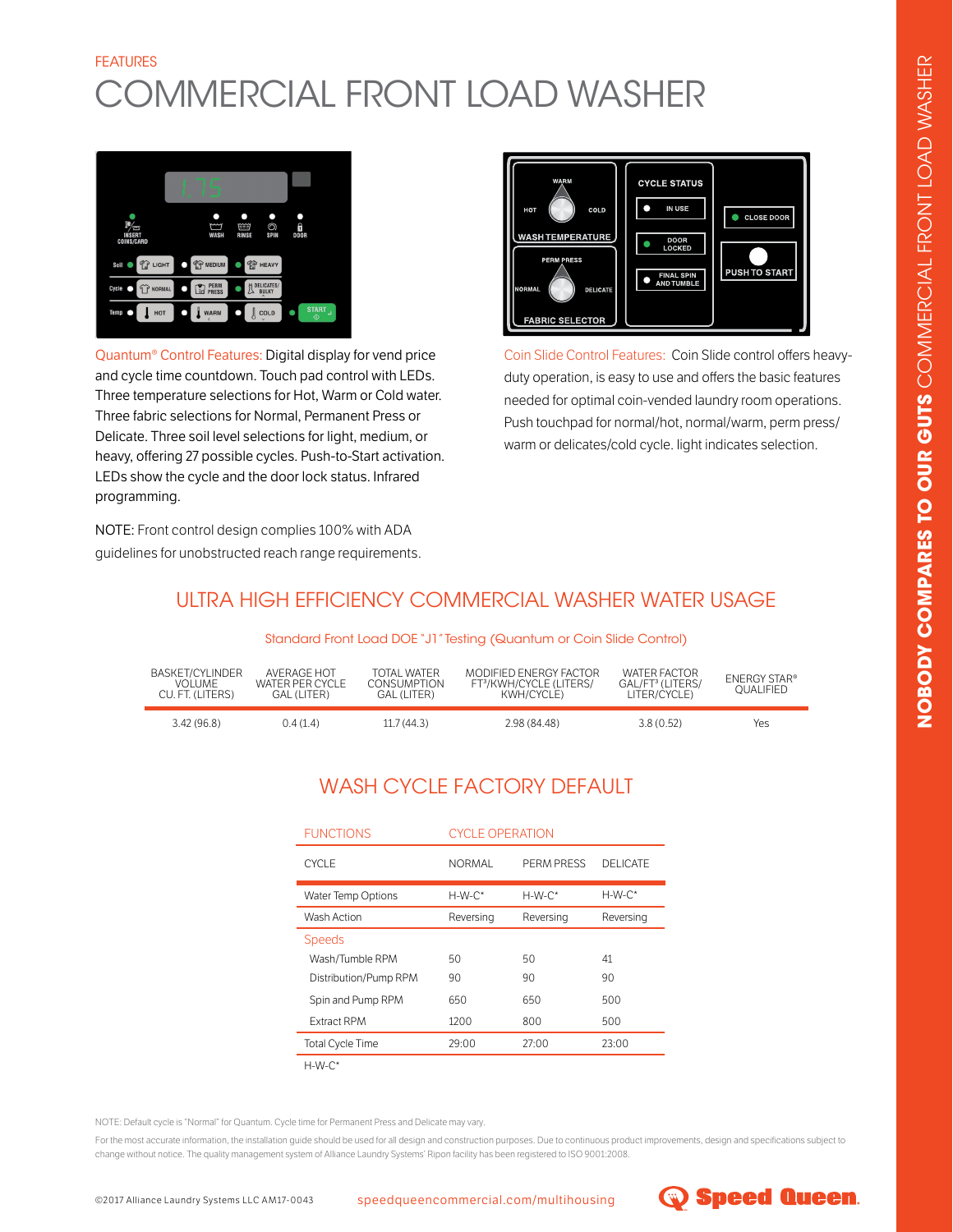FEATURES

# COMMERCIAL FRONT LOAD WASHER

Quantum® Control Features: Digital display for vend price and cycle time countdown. Touch pad control with LEDs. Three temperature selections for Hot, Warm or Cold water. Three fabric selections for Normal, Permanent Press or Delicate. Three soil level selections for light, medium, or heavy, offering 27 possible cycles. Push-to-Start activation. LEDs show the cycle and the door lock status. Infrared programming.

NOTE: Front control design complies 100% with ADA guidelines for unobstructed reach range requirements.

Coin Slide Control Features: Coin Slide control offers heavy-duty operation, is easy to use and offers the basic features needed for optimal coin-vended laundry room operations. Push touchpad for normal/hot, normal/warm, perm press/ warm or delicates/cold cycle. light indicates selection.

## ULTRA HIGH EFFICIENCY COMMERCIAL WASHER WATER USAGE

Standard Front Load DOE "J1" Testing (Quantum or Coin Slide Control)

| BASKET/CYLINDER VOLUME CU. FT. (LITERS) | AVERAGE HOT WATER PER CYCLE GAL (LITER) | TOTAL WATER CONSUMPTION GAL (LITER) | MODIFIED ENERGY FACTOR FT³/KWH/CYCLE (LITERS/ KWH/CYCLE) | WATER FACTOR GAL/FT³ (LITERS/ LITER/CYCLE) | ENERGY STAR® QUALIFIED |
|---|---|---|---|---|---|
| 3.42 (96.8) | 0.4 (1.4) | 11.7 (44.3) | 2.98 (84.48) | 3.8 (0.52) | Yes |

## WASH CYCLE FACTORY DEFAULT

| FUNCTIONS | CYCLE OPERATION | | |
|---|---|---|---|
| CYCLE | NORMAL | PERM PRESS | DELICATE |
| Water Temp Options | H-W-C* | H-W-C* | H-W-C* |
| Wash Action | Reversing | Reversing | Reversing |
| Speeds | | | |
| Wash/Tumble RPM | 50 | 50 | 41 |
| Distribution/Pump RPM | 90 | 90 | 90 |
| Spin and Pump RPM | 650 | 650 | 500 |
| Extract RPM | 1200 | 800 | 500 |
| Total Cycle Time | 29:00 | 27:00 | 23:00 |

H-W-C*

NOTE: Default cycle is "Normal" for Quantum. Cycle time for Permanent Press and Delicate may vary.

For the most accurate information, the installation guide should be used for all design and construction purposes. Due to continuous product improvements, design and specifications subject to change without notice. The quality management system of Alliance Laundry Systems' Ripon facility has been registered to ISO 9001:2008.

©2017 Alliance Laundry Systems LLC AM17-0043 speedqueencommercial.com/multihousing Speed Queen.

NOBODY COMPARES TO OUR GUTS COMMERCIAL FRONT LOAD WASHER